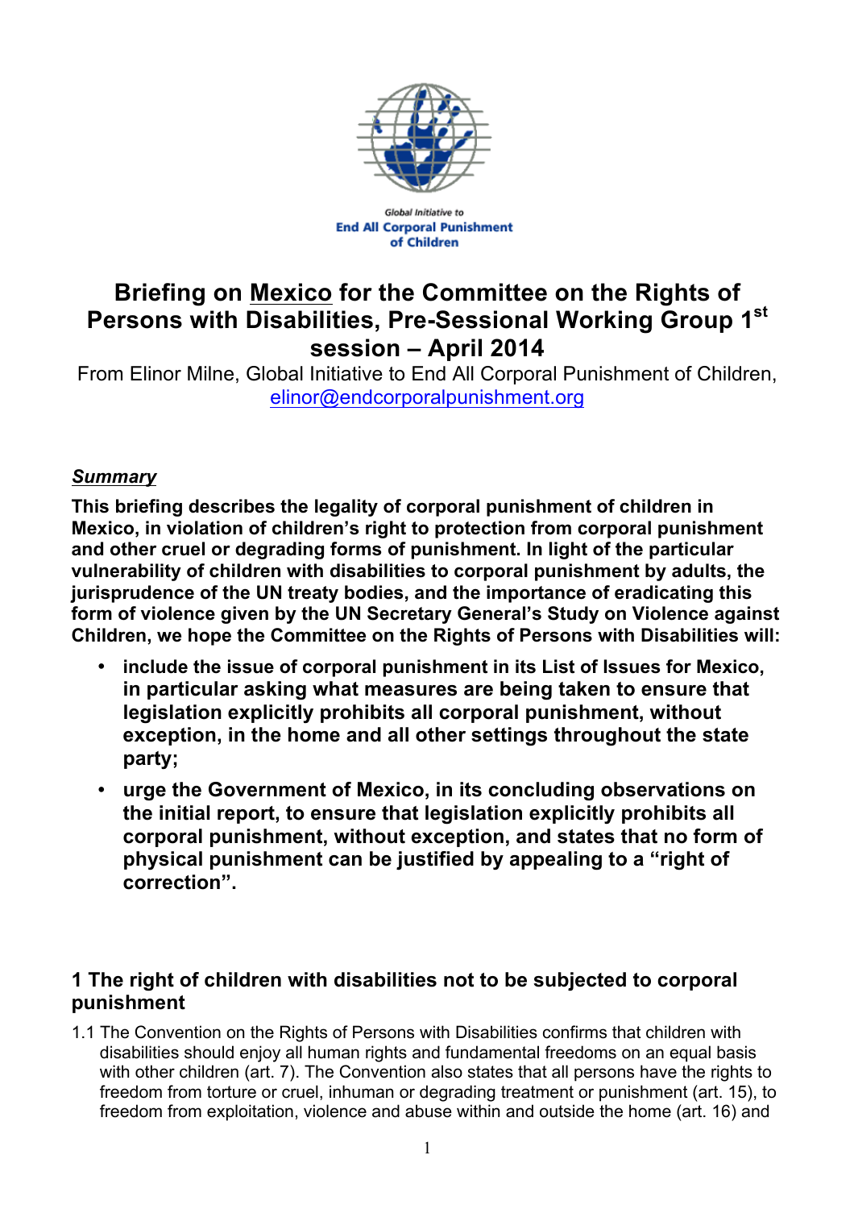Global Initiative to
**End All Corporal Punishment of Children**

# Briefing on Mexico for the Committee on the Rights of Persons with Disabilities, Pre-Sessional Working Group 1st session – April 2014

From Elinor Milne, Global Initiative to End All Corporal Punishment of Children, elinor@endcorporalpunishment.org

***Summary***

**This briefing describes the legality of corporal punishment of children in Mexico, in violation of children's right to protection from corporal punishment and other cruel or degrading forms of punishment. In light of the particular vulnerability of children with disabilities to corporal punishment by adults, the jurisprudence of the UN treaty bodies, and the importance of eradicating this form of violence given by the UN Secretary General's Study on Violence against Children, we hope the Committee on the Rights of Persons with Disabilities will:**

- **include the issue of corporal punishment in its List of Issues for Mexico, in particular asking what measures are being taken to ensure that legislation explicitly prohibits all corporal punishment, without exception, in the home and all other settings throughout the state party;**
- **urge the Government of Mexico, in its concluding observations on the initial report, to ensure that legislation explicitly prohibits all corporal punishment, without exception, and states that no form of physical punishment can be justified by appealing to a "right of correction".**

## 1 The right of children with disabilities not to be subjected to corporal punishment

1.1 The Convention on the Rights of Persons with Disabilities confirms that children with disabilities should enjoy all human rights and fundamental freedoms on an equal basis with other children (art. 7). The Convention also states that all persons have the rights to freedom from torture or cruel, inhuman or degrading treatment or punishment (art. 15), to freedom from exploitation, violence and abuse within and outside the home (art. 16) and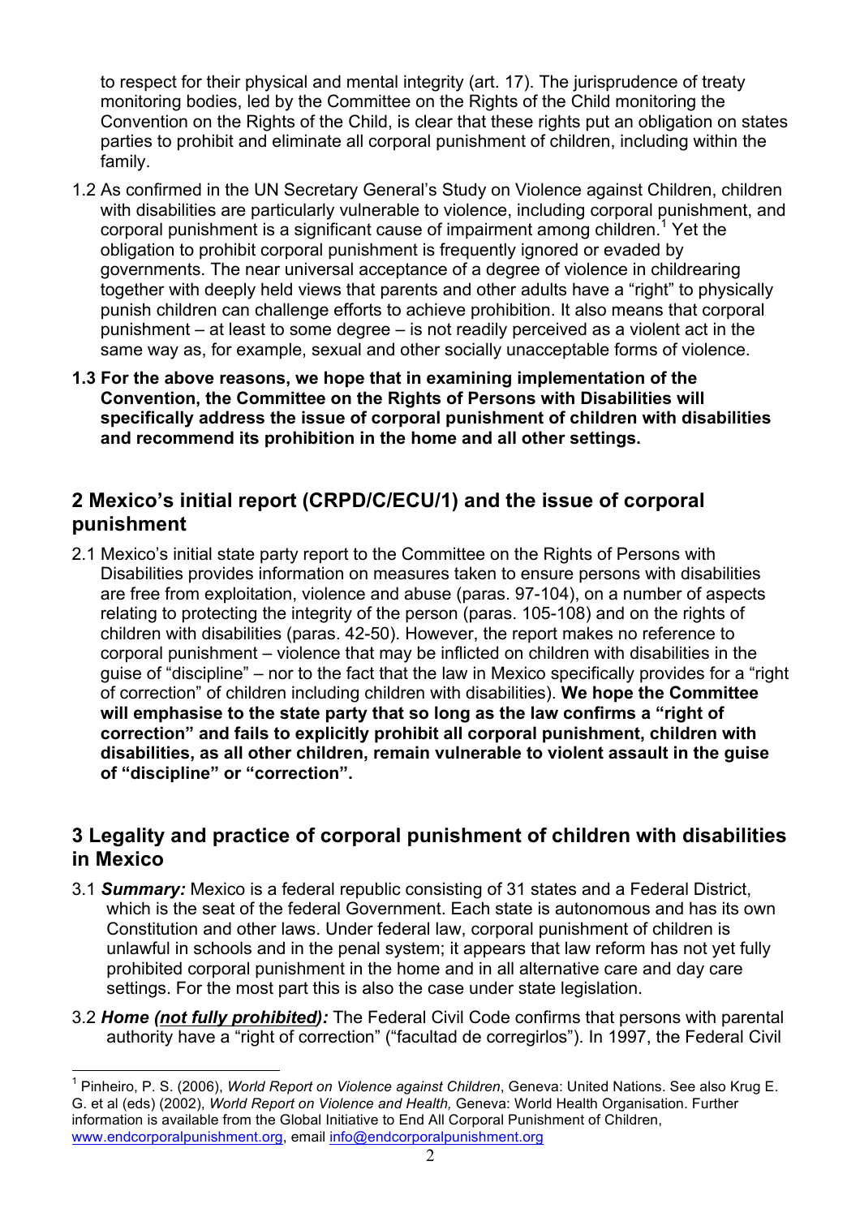to respect for their physical and mental integrity (art. 17). The jurisprudence of treaty monitoring bodies, led by the Committee on the Rights of the Child monitoring the Convention on the Rights of the Child, is clear that these rights put an obligation on states parties to prohibit and eliminate all corporal punishment of children, including within the family.

1.2 As confirmed in the UN Secretary General's Study on Violence against Children, children with disabilities are particularly vulnerable to violence, including corporal punishment, and corporal punishment is a significant cause of impairment among children.[1] Yet the obligation to prohibit corporal punishment is frequently ignored or evaded by governments. The near universal acceptance of a degree of violence in childrearing together with deeply held views that parents and other adults have a "right" to physically punish children can challenge efforts to achieve prohibition. It also means that corporal punishment – at least to some degree – is not readily perceived as a violent act in the same way as, for example, sexual and other socially unacceptable forms of violence.

**1.3 For the above reasons, we hope that in examining implementation of the Convention, the Committee on the Rights of Persons with Disabilities will specifically address the issue of corporal punishment of children with disabilities and recommend its prohibition in the home and all other settings.**

## 2 Mexico's initial report (CRPD/C/ECU/1) and the issue of corporal punishment

2.1 Mexico's initial state party report to the Committee on the Rights of Persons with Disabilities provides information on measures taken to ensure persons with disabilities are free from exploitation, violence and abuse (paras. 97-104), on a number of aspects relating to protecting the integrity of the person (paras. 105-108) and on the rights of children with disabilities (paras. 42-50). However, the report makes no reference to corporal punishment – violence that may be inflicted on children with disabilities in the guise of "discipline" – nor to the fact that the law in Mexico specifically provides for a "right of correction" of children including children with disabilities). **We hope the Committee will emphasise to the state party that so long as the law confirms a "right of correction" and fails to explicitly prohibit all corporal punishment, children with disabilities, as all other children, remain vulnerable to violent assault in the guise of "discipline" or "correction".**

## 3 Legality and practice of corporal punishment of children with disabilities in Mexico

3.1 ***Summary:*** Mexico is a federal republic consisting of 31 states and a Federal District, which is the seat of the federal Government. Each state is autonomous and has its own Constitution and other laws. Under federal law, corporal punishment of children is unlawful in schools and in the penal system; it appears that law reform has not yet fully prohibited corporal punishment in the home and in all alternative care and day care settings. For the most part this is also the case under state legislation.

3.2 ***Home (<u>not fully prohibited</u>):*** The Federal Civil Code confirms that persons with parental authority have a "right of correction" ("facultad de corregirlos"). In 1997, the Federal Civil

---

[1] Pinheiro, P. S. (2006), *World Report on Violence against Children*, Geneva: United Nations. See also Krug E. G. et al (eds) (2002), *World Report on Violence and Health,* Geneva: World Health Organisation. Further information is available from the Global Initiative to End All Corporal Punishment of Children, www.endcorporalpunishment.org, email info@endcorporalpunishment.org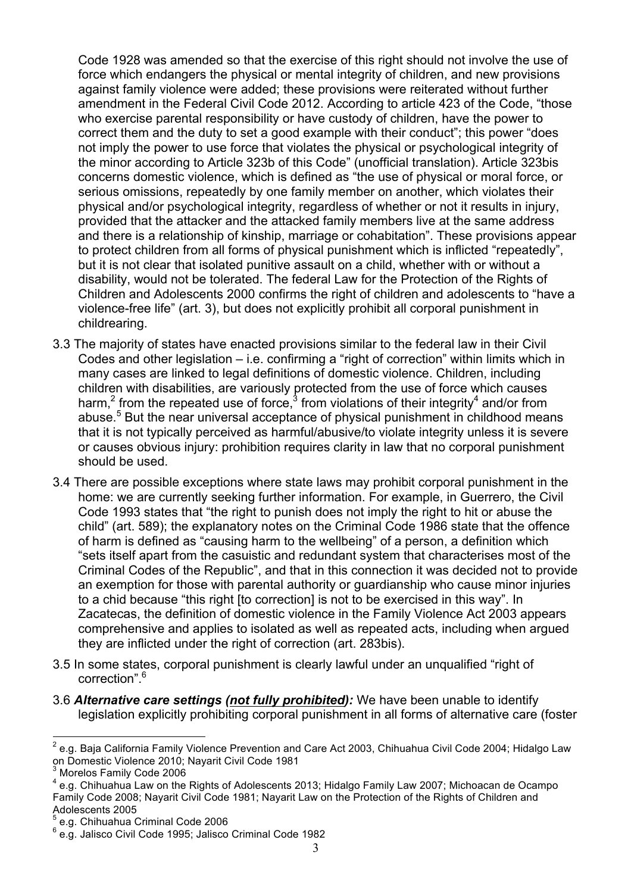Code 1928 was amended so that the exercise of this right should not involve the use of force which endangers the physical or mental integrity of children, and new provisions against family violence were added; these provisions were reiterated without further amendment in the Federal Civil Code 2012. According to article 423 of the Code, "those who exercise parental responsibility or have custody of children, have the power to correct them and the duty to set a good example with their conduct"; this power "does not imply the power to use force that violates the physical or psychological integrity of the minor according to Article 323b of this Code" (unofficial translation). Article 323bis concerns domestic violence, which is defined as "the use of physical or moral force, or serious omissions, repeatedly by one family member on another, which violates their physical and/or psychological integrity, regardless of whether or not it results in injury, provided that the attacker and the attacked family members live at the same address and there is a relationship of kinship, marriage or cohabitation". These provisions appear to protect children from all forms of physical punishment which is inflicted "repeatedly", but it is not clear that isolated punitive assault on a child, whether with or without a disability, would not be tolerated. The federal Law for the Protection of the Rights of Children and Adolescents 2000 confirms the right of children and adolescents to "have a violence-free life" (art. 3), but does not explicitly prohibit all corporal punishment in childrearing.

3.3 The majority of states have enacted provisions similar to the federal law in their Civil Codes and other legislation – i.e. confirming a "right of correction" within limits which in many cases are linked to legal definitions of domestic violence. Children, including children with disabilities, are variously protected from the use of force which causes harm,[2] from the repeated use of force,[3] from violations of their integrity[4] and/or from abuse.[5] But the near universal acceptance of physical punishment in childhood means that it is not typically perceived as harmful/abusive/to violate integrity unless it is severe or causes obvious injury: prohibition requires clarity in law that no corporal punishment should be used.

3.4 There are possible exceptions where state laws may prohibit corporal punishment in the home: we are currently seeking further information. For example, in Guerrero, the Civil Code 1993 states that "the right to punish does not imply the right to hit or abuse the child" (art. 589); the explanatory notes on the Criminal Code 1986 state that the offence of harm is defined as "causing harm to the wellbeing" of a person, a definition which "sets itself apart from the casuistic and redundant system that characterises most of the Criminal Codes of the Republic", and that in this connection it was decided not to provide an exemption for those with parental authority or guardianship who cause minor injuries to a chid because "this right [to correction] is not to be exercised in this way". In Zacatecas, the definition of domestic violence in the Family Violence Act 2003 appears comprehensive and applies to isolated as well as repeated acts, including when argued they are inflicted under the right of correction (art. 283bis).

3.5 In some states, corporal punishment is clearly lawful under an unqualified "right of correction".[6]

3.6 ***Alternative care settings (<u>not fully prohibited</u>):*** We have been unable to identify legislation explicitly prohibiting corporal punishment in all forms of alternative care (foster

---

[2] e.g. Baja California Family Violence Prevention and Care Act 2003, Chihuahua Civil Code 2004; Hidalgo Law on Domestic Violence 2010; Nayarit Civil Code 1981

[3] Morelos Family Code 2006

[4] e.g. Chihuahua Law on the Rights of Adolescents 2013; Hidalgo Family Law 2007; Michoacan de Ocampo Family Code 2008; Nayarit Civil Code 1981; Nayarit Law on the Protection of the Rights of Children and Adolescents 2005

[5] e.g. Chihuahua Criminal Code 2006

[6] e.g. Jalisco Civil Code 1995; Jalisco Criminal Code 1982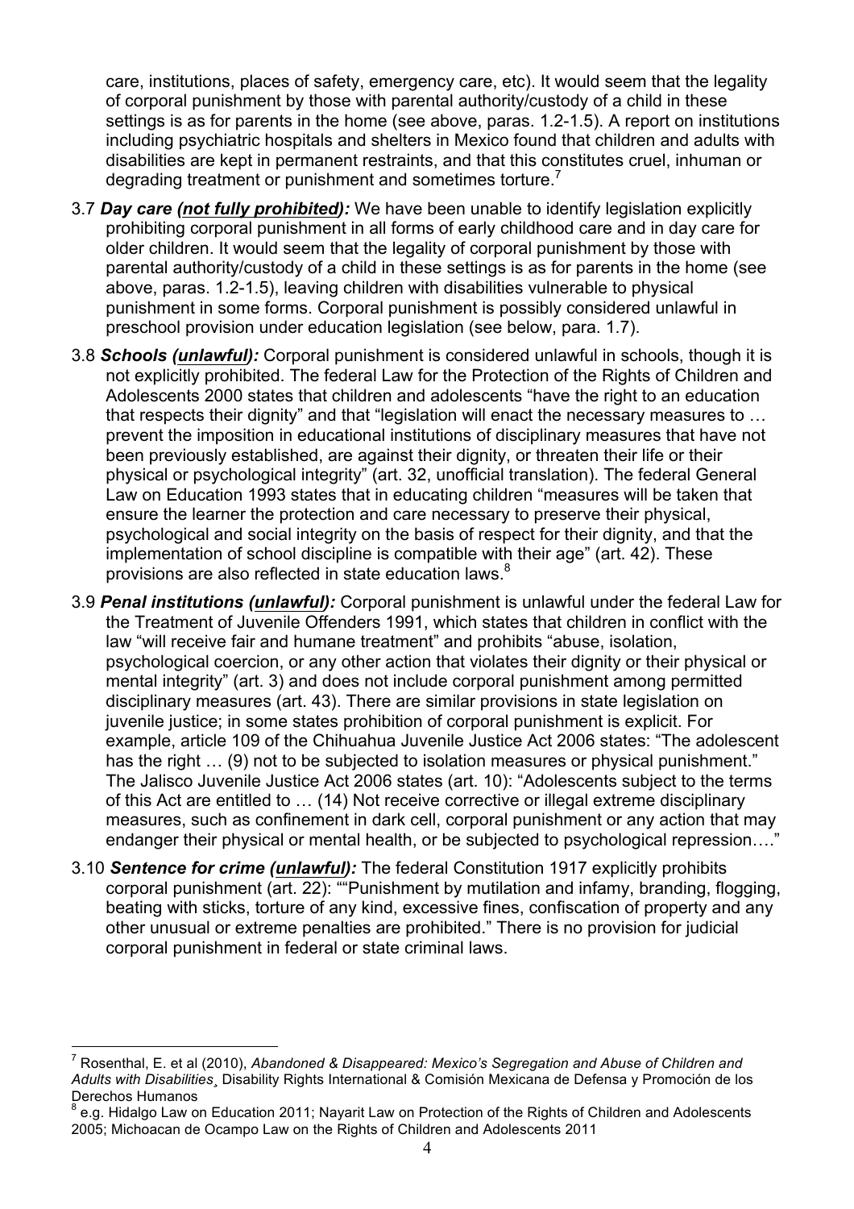care, institutions, places of safety, emergency care, etc). It would seem that the legality of corporal punishment by those with parental authority/custody of a child in these settings is as for parents in the home (see above, paras. 1.2-1.5). A report on institutions including psychiatric hospitals and shelters in Mexico found that children and adults with disabilities are kept in permanent restraints, and that this constitutes cruel, inhuman or degrading treatment or punishment and sometimes torture.[7]

3.7 ***Day care (<u>not fully prohibited</u>):*** We have been unable to identify legislation explicitly prohibiting corporal punishment in all forms of early childhood care and in day care for older children. It would seem that the legality of corporal punishment by those with parental authority/custody of a child in these settings is as for parents in the home (see above, paras. 1.2-1.5), leaving children with disabilities vulnerable to physical punishment in some forms. Corporal punishment is possibly considered unlawful in preschool provision under education legislation (see below, para. 1.7).

3.8 ***Schools (<u>unlawful</u>):*** Corporal punishment is considered unlawful in schools, though it is not explicitly prohibited. The federal Law for the Protection of the Rights of Children and Adolescents 2000 states that children and adolescents "have the right to an education that respects their dignity" and that "legislation will enact the necessary measures to … prevent the imposition in educational institutions of disciplinary measures that have not been previously established, are against their dignity, or threaten their life or their physical or psychological integrity" (art. 32, unofficial translation). The federal General Law on Education 1993 states that in educating children "measures will be taken that ensure the learner the protection and care necessary to preserve their physical, psychological and social integrity on the basis of respect for their dignity, and that the implementation of school discipline is compatible with their age" (art. 42). These provisions are also reflected in state education laws.[8]

3.9 ***Penal institutions (<u>unlawful</u>):*** Corporal punishment is unlawful under the federal Law for the Treatment of Juvenile Offenders 1991, which states that children in conflict with the law "will receive fair and humane treatment" and prohibits "abuse, isolation, psychological coercion, or any other action that violates their dignity or their physical or mental integrity" (art. 3) and does not include corporal punishment among permitted disciplinary measures (art. 43). There are similar provisions in state legislation on juvenile justice; in some states prohibition of corporal punishment is explicit. For example, article 109 of the Chihuahua Juvenile Justice Act 2006 states: "The adolescent has the right … (9) not to be subjected to isolation measures or physical punishment." The Jalisco Juvenile Justice Act 2006 states (art. 10): "Adolescents subject to the terms of this Act are entitled to … (14) Not receive corrective or illegal extreme disciplinary measures, such as confinement in dark cell, corporal punishment or any action that may endanger their physical or mental health, or be subjected to psychological repression…."

3.10 ***Sentence for crime (<u>unlawful</u>):*** The federal Constitution 1917 explicitly prohibits corporal punishment (art. 22): ""Punishment by mutilation and infamy, branding, flogging, beating with sticks, torture of any kind, excessive fines, confiscation of property and any other unusual or extreme penalties are prohibited." There is no provision for judicial corporal punishment in federal or state criminal laws.

---

[7] Rosenthal, E. et al (2010), *Abandoned & Disappeared: Mexico's Segregation and Abuse of Children and Adults with Disabilities*¸ Disability Rights International & Comisión Mexicana de Defensa y Promoción de los Derechos Humanos

[8] e.g. Hidalgo Law on Education 2011; Nayarit Law on Protection of the Rights of Children and Adolescents 2005; Michoacan de Ocampo Law on the Rights of Children and Adolescents 2011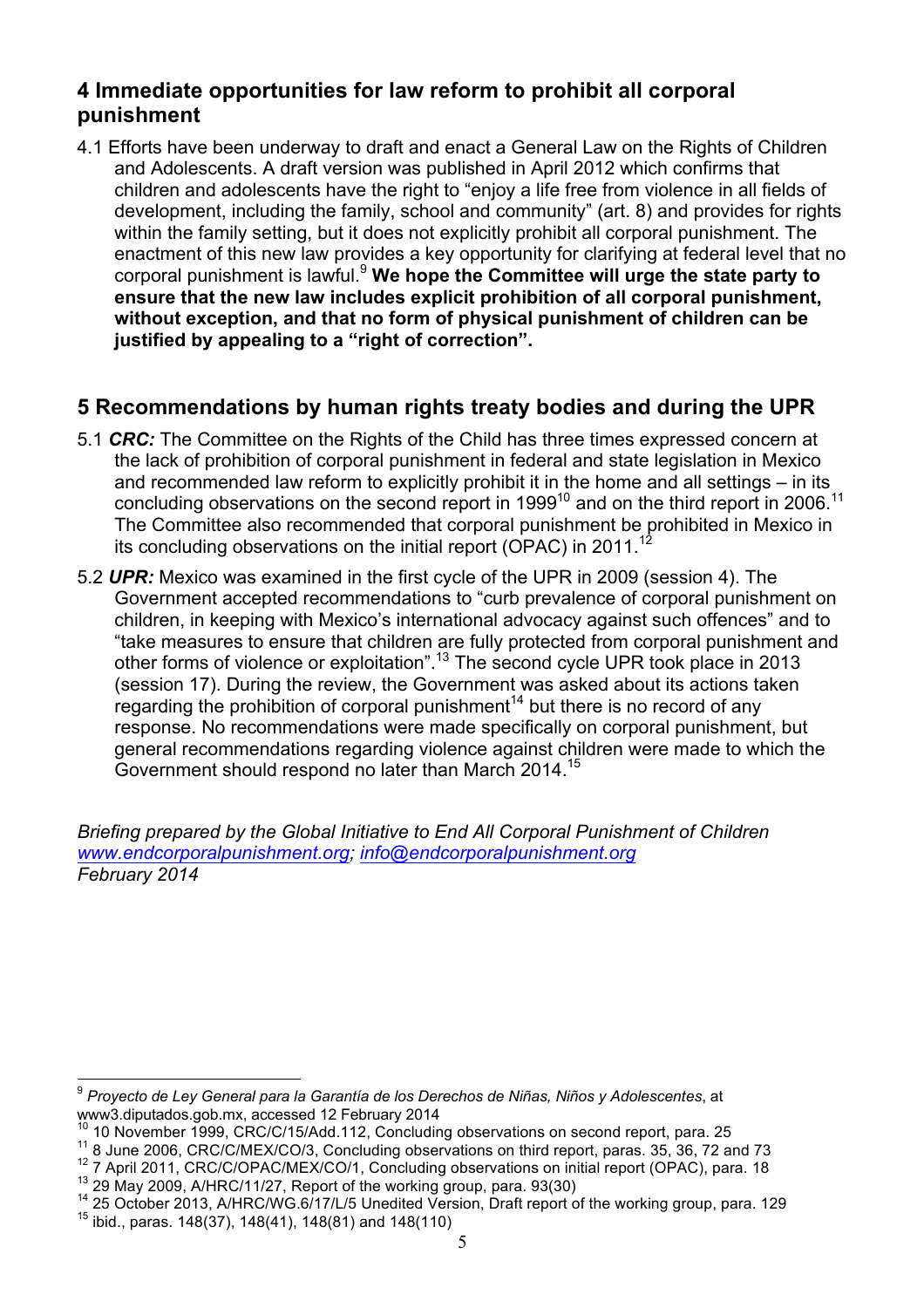## 4 Immediate opportunities for law reform to prohibit all corporal punishment

4.1 Efforts have been underway to draft and enact a General Law on the Rights of Children and Adolescents. A draft version was published in April 2012 which confirms that children and adolescents have the right to "enjoy a life free from violence in all fields of development, including the family, school and community" (art. 8) and provides for rights within the family setting, but it does not explicitly prohibit all corporal punishment. The enactment of this new law provides a key opportunity for clarifying at federal level that no corporal punishment is lawful.[9] **We hope the Committee will urge the state party to ensure that the new law includes explicit prohibition of all corporal punishment, without exception, and that no form of physical punishment of children can be justified by appealing to a "right of correction".**

## 5 Recommendations by human rights treaty bodies and during the UPR

5.1 ***CRC:*** The Committee on the Rights of the Child has three times expressed concern at the lack of prohibition of corporal punishment in federal and state legislation in Mexico and recommended law reform to explicitly prohibit it in the home and all settings – in its concluding observations on the second report in 1999[10] and on the third report in 2006.[11] The Committee also recommended that corporal punishment be prohibited in Mexico in its concluding observations on the initial report (OPAC) in 2011.[12]

5.2 ***UPR:*** Mexico was examined in the first cycle of the UPR in 2009 (session 4). The Government accepted recommendations to "curb prevalence of corporal punishment on children, in keeping with Mexico's international advocacy against such offences" and to "take measures to ensure that children are fully protected from corporal punishment and other forms of violence or exploitation".[13] The second cycle UPR took place in 2013 (session 17). During the review, the Government was asked about its actions taken regarding the prohibition of corporal punishment[14] but there is no record of any response. No recommendations were made specifically on corporal punishment, but general recommendations regarding violence against children were made to which the Government should respond no later than March 2014.[15]

*Briefing prepared by the Global Initiative to End All Corporal Punishment of Children*
*www.endcorporalpunishment.org; info@endcorporalpunishment.org*
*February 2014*

---

[9] *Proyecto de Ley General para la Garantía de los Derechos de Niñas, Niños y Adolescentes*, at www3.diputados.gob.mx, accessed 12 February 2014

[10] 10 November 1999, CRC/C/15/Add.112, Concluding observations on second report, para. 25

[11] 8 June 2006, CRC/C/MEX/CO/3, Concluding observations on third report, paras. 35, 36, 72 and 73

[12] 7 April 2011, CRC/C/OPAC/MEX/CO/1, Concluding observations on initial report (OPAC), para. 18

[13] 29 May 2009, A/HRC/11/27, Report of the working group, para. 93(30)

[14] 25 October 2013, A/HRC/WG.6/17/L/5 Unedited Version, Draft report of the working group, para. 129

[15] ibid., paras. 148(37), 148(41), 148(81) and 148(110)